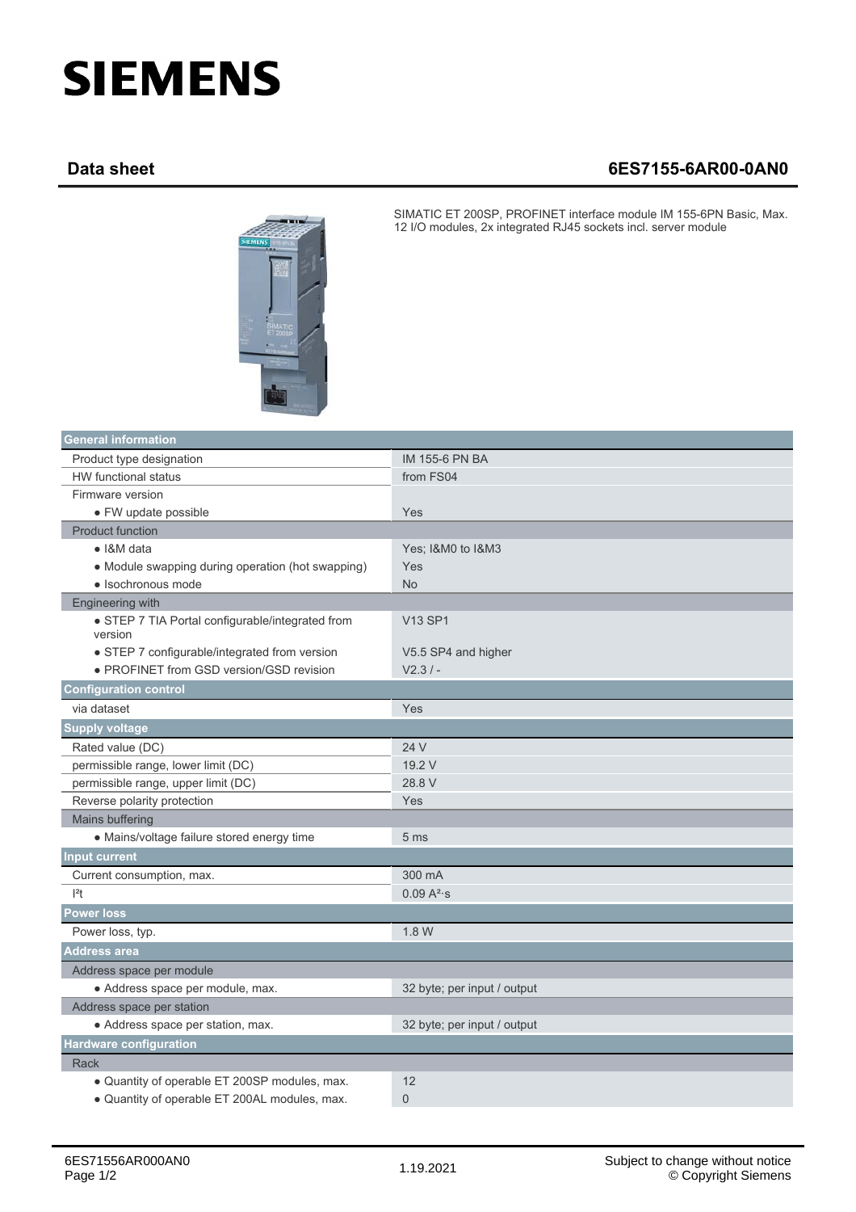# SIEMENS

## Data sheet 6ES7155-6AR00-0AN0

SIMATIC ET 200SP, PROFINET interface module IM 155-6PN Basic, Max. 12 I/O modules, 2x integrated RJ45 sockets incl. server module

| **General information** | |
|---|---|
| Product type designation | IM 155-6 PN BA |
| HW functional status | from FS04 |
| Firmware version | |
| • FW update possible | Yes |
| Product function | |
| • I&M data | Yes; I&M0 to I&M3 |
| • Module swapping during operation (hot swapping) | Yes |
| • Isochronous mode | No |
| Engineering with | |
| • STEP 7 TIA Portal configurable/integrated from version | V13 SP1 |
| • STEP 7 configurable/integrated from version | V5.5 SP4 and higher |
| • PROFINET from GSD version/GSD revision | V2.3 / - |
| **Configuration control** | |
| via dataset | Yes |
| **Supply voltage** | |
| Rated value (DC) | 24 V |
| permissible range, lower limit (DC) | 19.2 V |
| permissible range, upper limit (DC) | 28.8 V |
| Reverse polarity protection | Yes |
| Mains buffering | |
| • Mains/voltage failure stored energy time | 5 ms |
| **Input current** | |
| Current consumption, max. | 300 mA |
| $I^2t$ | 0.09 $A^2 \cdot s$ |
| **Power loss** | |
| Power loss, typ. | 1.8 W |
| **Address area** | |
| Address space per module | |
| • Address space per module, max. | 32 byte; per input / output |
| Address space per station | |
| • Address space per station, max. | 32 byte; per input / output |
| **Hardware configuration** | |
| Rack | |
| • Quantity of operable ET 200SP modules, max. | 12 |
| • Quantity of operable ET 200AL modules, max. | 0 |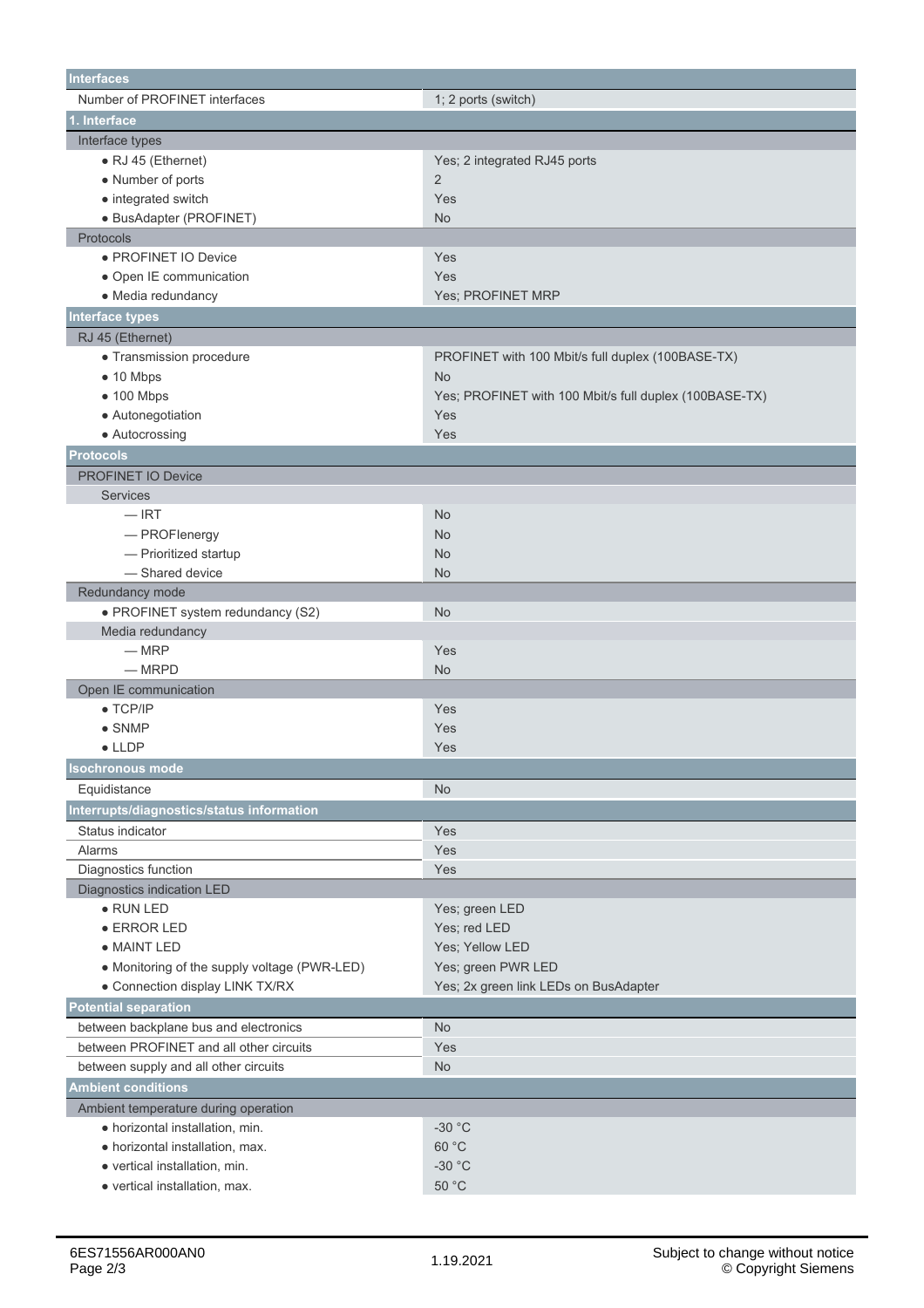| Interfaces | |
|---|---|
| Number of PROFINET interfaces | 1; 2 ports (switch) |
| **1. Interface** | |
| Interface types | |
| • RJ 45 (Ethernet) | Yes; 2 integrated RJ45 ports |
| • Number of ports | 2 |
| • integrated switch | Yes |
| • BusAdapter (PROFINET) | No |
| Protocols | |
| • PROFINET IO Device | Yes |
| • Open IE communication | Yes |
| • Media redundancy | Yes; PROFINET MRP |
| **Interface types** | |
| RJ 45 (Ethernet) | |
| • Transmission procedure | PROFINET with 100 Mbit/s full duplex (100BASE-TX) |
| • 10 Mbps | No |
| • 100 Mbps | Yes; PROFINET with 100 Mbit/s full duplex (100BASE-TX) |
| • Autonegotiation | Yes |
| • Autocrossing | Yes |
| **Protocols** | |
| PROFINET IO Device | |
| Services | |
| — IRT | No |
| — PROFIenergy | No |
| — Prioritized startup | No |
| — Shared device | No |
| Redundancy mode | |
| • PROFINET system redundancy (S2) | No |
| Media redundancy | |
| — MRP | Yes |
| — MRPD | No |
| Open IE communication | |
| • TCP/IP | Yes |
| • SNMP | Yes |
| • LLDP | Yes |
| **Isochronous mode** | |
| Equidistance | No |
| **Interrupts/diagnostics/status information** | |
| Status indicator | Yes |
| Alarms | Yes |
| Diagnostics function | Yes |
| Diagnostics indication LED | |
| • RUN LED | Yes; green LED |
| • ERROR LED | Yes; red LED |
| • MAINT LED | Yes; Yellow LED |
| • Monitoring of the supply voltage (PWR-LED) | Yes; green PWR LED |
| • Connection display LINK TX/RX | Yes; 2x green link LEDs on BusAdapter |
| **Potential separation** | |
| between backplane bus and electronics | No |
| between PROFINET and all other circuits | Yes |
| between supply and all other circuits | No |
| **Ambient conditions** | |
| Ambient temperature during operation | |
| • horizontal installation, min. | -30 °C |
| • horizontal installation, max. | 60 °C |
| • vertical installation, min. | -30 °C |
| • vertical installation, max. | 50 °C |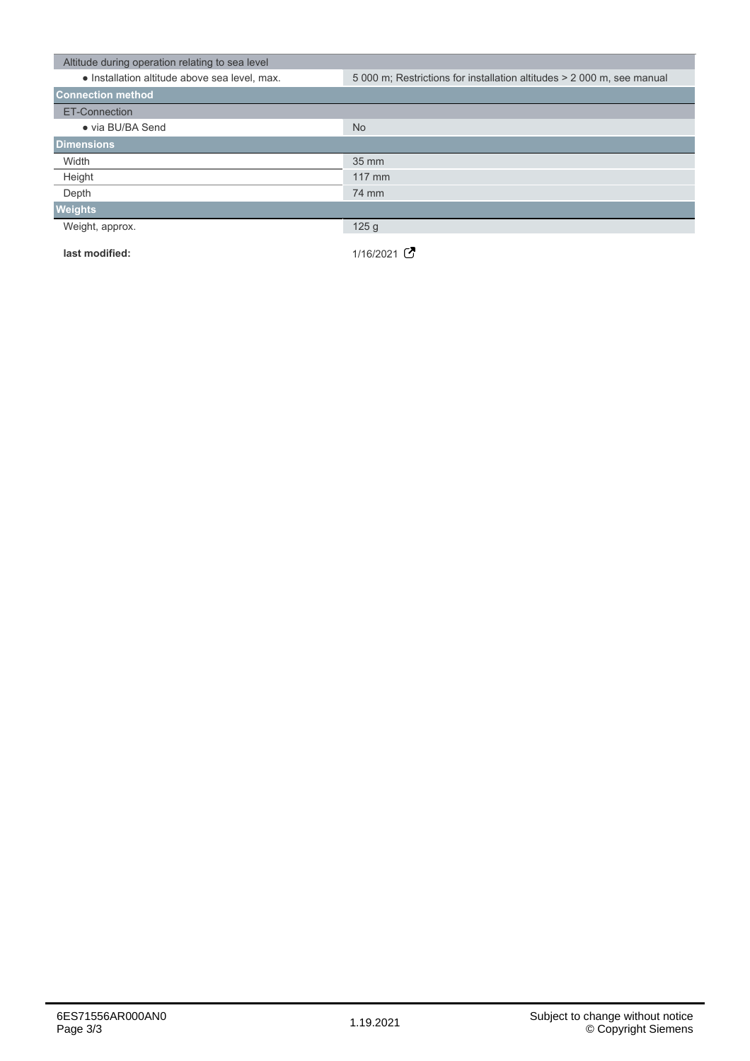| | |
|---|---|
| Altitude during operation relating to sea level | |
| • Installation altitude above sea level, max. | 5 000 m; Restrictions for installation altitudes > 2 000 m, see manual |
| **Connection method** | |
| ET-Connection | |
| • via BU/BA Send | No |
| **Dimensions** | |
| Width | 35 mm |
| Height | 117 mm |
| Depth | 74 mm |
| **Weights** | |
| Weight, approx. | 125 g |

**last modified:** 1/16/2021